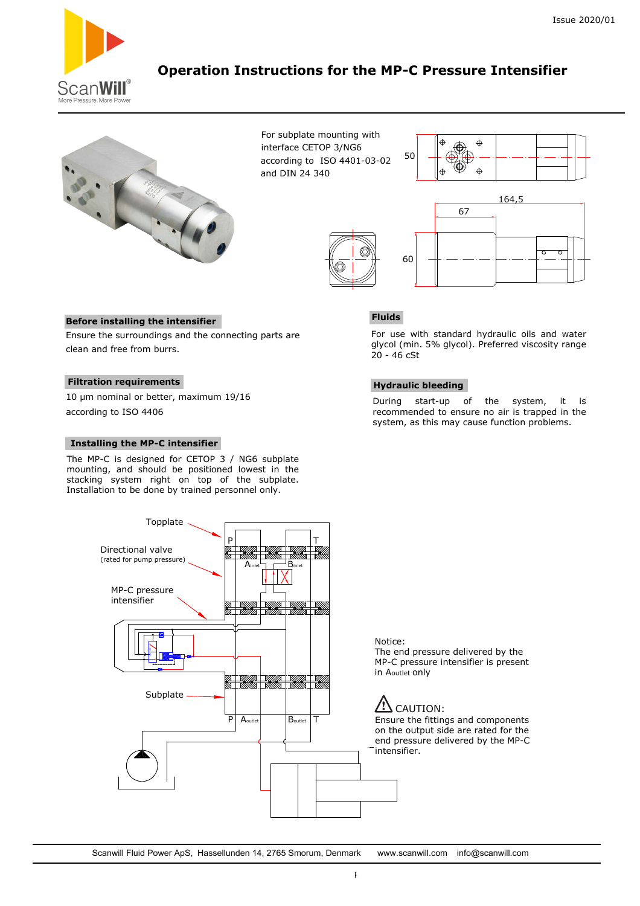Issue 2020/01

# Operation Instructions for the MP-C Pressure Intensifier

For subplate mounting with interface CETOP 3/NG6 according to ISO 4401-03-02 and DIN 24 340

50

164,5

67

60

## Before installing the intensifier

Ensure the surroundings and the connecting parts are clean and free from burrs.

## Filtration requirements

10 µm nominal or better, maximum 19/16 according to ISO 4406

## Installing the MP-C intensifier

The MP-C is designed for CETOP 3 / NG6 subplate mounting, and should be positioned lowest in the stacking system right on top of the subplate. Installation to be done by trained personnel only.

## Fluids

For use with standard hydraulic oils and water glycol (min. 5% glycol). Preferred viscosity range 20 - 46 cSt

## Hydraulic bleeding

During start-up of the system, it is recommended to ensure no air is trapped in the system, as this may cause function problems.

Topplate

Directional valve
(rated for pump pressure)

MP-C pressure intensifier

Subplate

P, T, $A_{inlet}$, $B_{inlet}$, P, $A_{outlet}$, $B_{outlet}$, T

Notice:
The end pressure delivered by the MP-C pressure intensifier is present in $A_{outlet}$ only

⚠ CAUTION:
Ensure the fittings and components on the output side are rated for the end pressure delivered by the MP-C intensifier.

Scanwill Fluid Power ApS, Hassellunden 14, 2765 Smorum, Denmark www.scanwill.com info@scanwill.com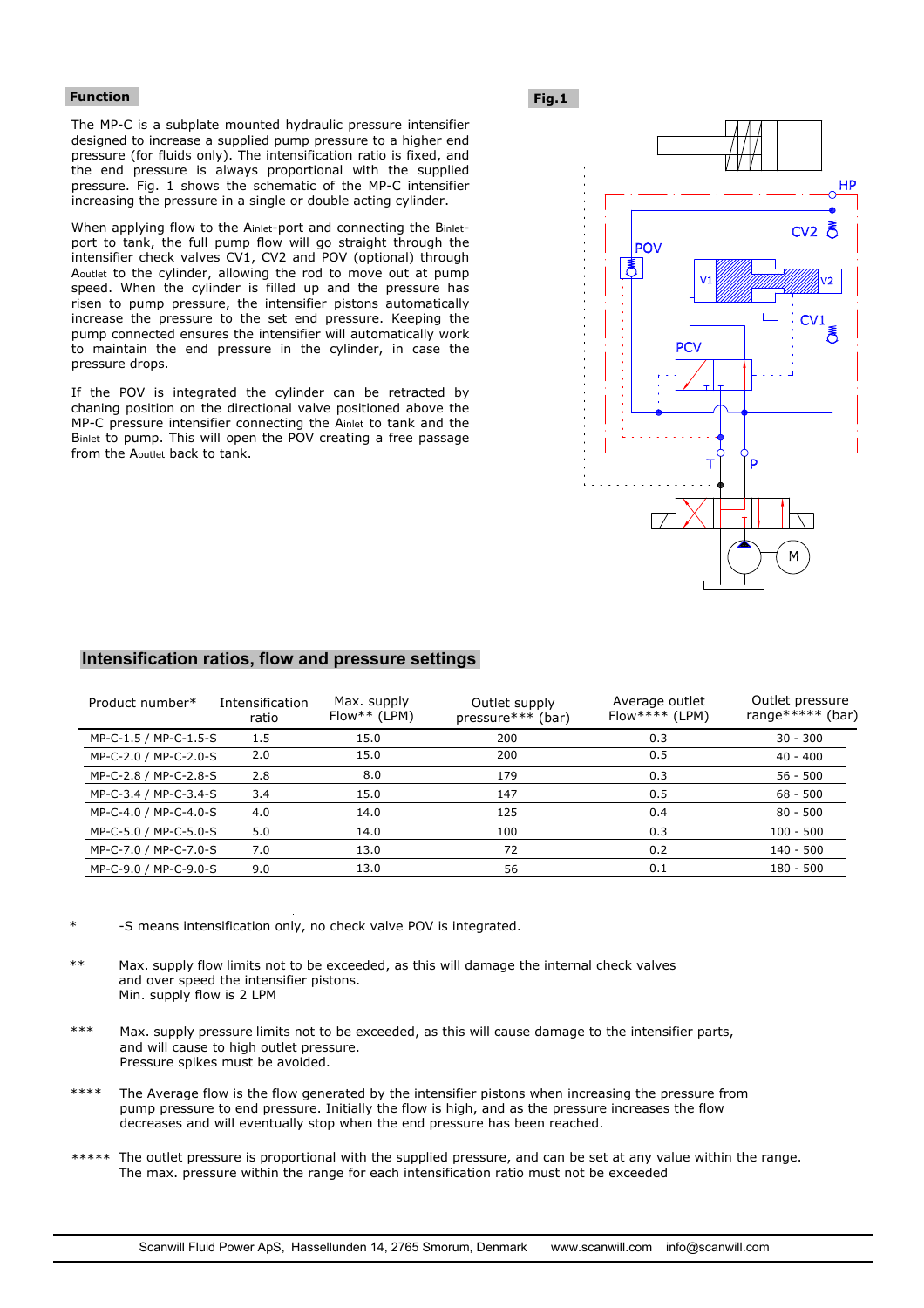## Function

The MP-C is a subplate mounted hydraulic pressure intensifier designed to increase a supplied pump pressure to a higher end pressure (for fluids only). The intensification ratio is fixed, and the end pressure is always proportional with the supplied pressure. Fig. 1 shows the schematic of the MP-C intensifier increasing the pressure in a single or double acting cylinder.

When applying flow to the $A_{inlet}$-port and connecting the $B_{inlet}$-port to tank, the full pump flow will go straight through the intensifier check valves CV1, CV2 and POV (optional) through $A_{outlet}$ to the cylinder, allowing the rod to move out at pump speed. When the cylinder is filled up and the pressure has risen to pump pressure, the intensifier pistons automatically increase the pressure to the set end pressure. Keeping the pump connected ensures the intensifier will automatically work to maintain the end pressure in the cylinder, in case the pressure drops.

If the POV is integrated the cylinder can be retracted by chaning position on the directional valve positioned above the MP-C pressure intensifier connecting the $A_{inlet}$ to tank and the $B_{inlet}$ to pump. This will open the POV creating a free passage from the $A_{outlet}$ back to tank.

**Fig.1**

HP
CV2
POV
V1
V2
CV1
PCV
T
P
M

## Intensification ratios, flow and pressure settings

| Product number* | Intensification ratio | Max. supply Flow** (LPM) | Outlet supply pressure*** (bar) | Average outlet Flow**** (LPM) | Outlet pressure range***** (bar) |
|---|---|---|---|---|---|
| MP-C-1.5 / MP-C-1.5-S | 1.5 | 15.0 | 200 | 0.3 | 30 - 300 |
| MP-C-2.0 / MP-C-2.0-S | 2.0 | 15.0 | 200 | 0.5 | 40 - 400 |
| MP-C-2.8 / MP-C-2.8-S | 2.8 | 8.0 | 179 | 0.3 | 56 - 500 |
| MP-C-3.4 / MP-C-3.4-S | 3.4 | 15.0 | 147 | 0.5 | 68 - 500 |
| MP-C-4.0 / MP-C-4.0-S | 4.0 | 14.0 | 125 | 0.4 | 80 - 500 |
| MP-C-5.0 / MP-C-5.0-S | 5.0 | 14.0 | 100 | 0.3 | 100 - 500 |
| MP-C-7.0 / MP-C-7.0-S | 7.0 | 13.0 | 72 | 0.2 | 140 - 500 |
| MP-C-9.0 / MP-C-9.0-S | 9.0 | 13.0 | 56 | 0.1 | 180 - 500 |

\* -S means intensification only, no check valve POV is integrated.

** Max. supply flow limits not to be exceeded, as this will damage the internal check valves and over speed the intensifier pistons.
Min. supply flow is 2 LPM

*** Max. supply pressure limits not to be exceeded, as this will cause damage to the intensifier parts, and will cause to high outlet pressure.
Pressure spikes must be avoided.

**** The Average flow is the flow generated by the intensifier pistons when increasing the pressure from pump pressure to end pressure. Initially the flow is high, and as the pressure increases the flow decreases and will eventually stop when the end pressure has been reached.

***** The outlet pressure is proportional with the supplied pressure, and can be set at any value within the range. The max. pressure within the range for each intensification ratio must not be exceeded